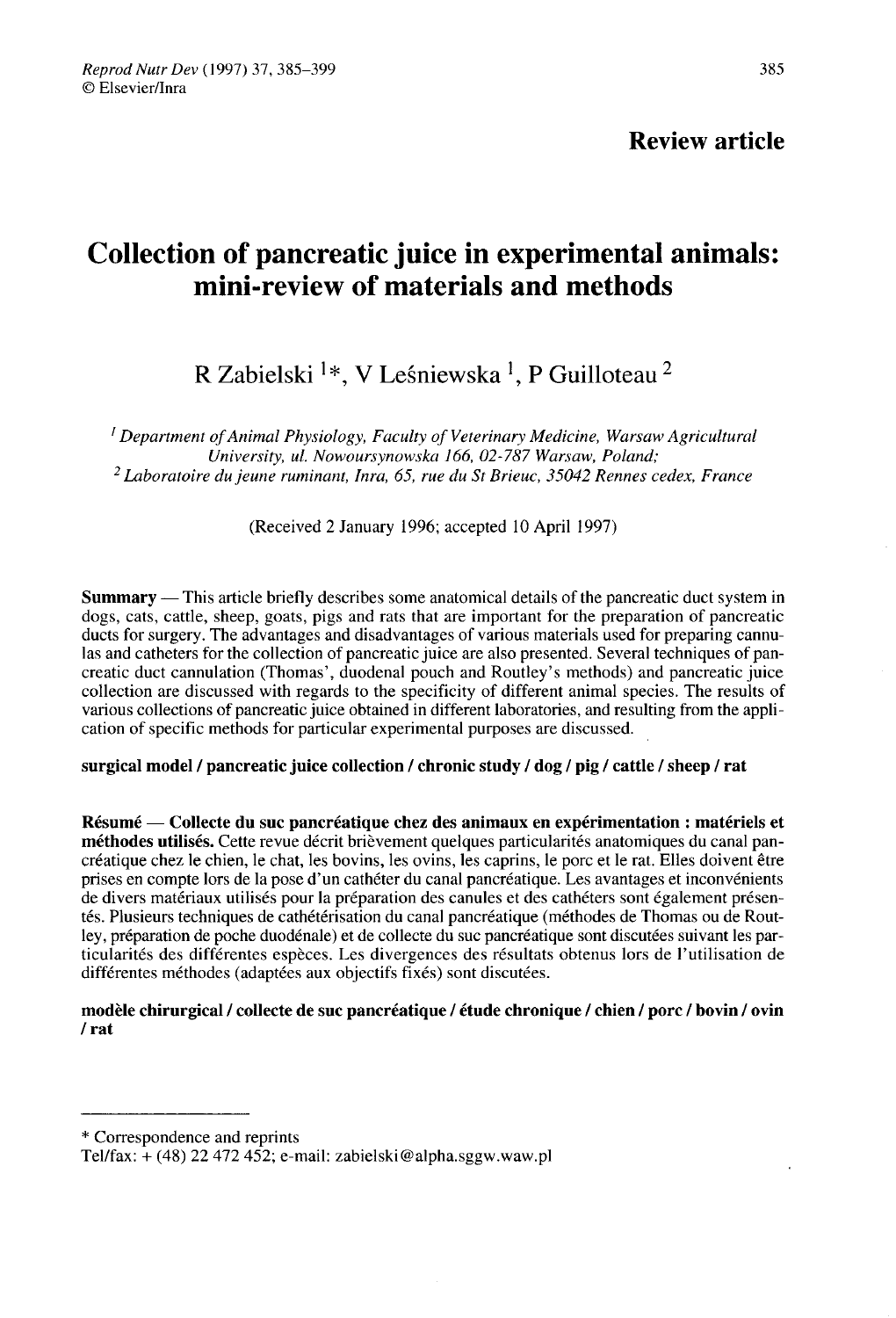**Review article**

# Collection of pancreatic juice in experimental animals: mini-review of materials and methods

R Zabielski [1]*, V Leśniewska [1], P Guilloteau [2]

[1] *Department of Animal Physiology, Faculty of Veterinary Medicine, Warsaw Agricultural University, ul. Nowoursynowska 166, 02-787 Warsaw, Poland;*
[2] *Laboratoire du jeune ruminant, Inra, 65, rue du St Brieuc, 35042 Rennes cedex, France*

(Received 2 January 1996; accepted 10 April 1997)

**Summary** — This article briefly describes some anatomical details of the pancreatic duct system in dogs, cats, cattle, sheep, goats, pigs and rats that are important for the preparation of pancreatic ducts for surgery. The advantages and disadvantages of various materials used for preparing cannulas and catheters for the collection of pancreatic juice are also presented. Several techniques of pancreatic duct cannulation (Thomas', duodenal pouch and Routley's methods) and pancreatic juice collection are discussed with regards to the specificity of different animal species. The results of various collections of pancreatic juice obtained in different laboratories, and resulting from the application of specific methods for particular experimental purposes are discussed.

**surgical model / pancreatic juice collection / chronic study / dog / pig / cattle / sheep / rat**

**Résumé — Collecte du suc pancréatique chez des animaux en expérimentation : matériels et méthodes utilisés.** Cette revue décrit brièvement quelques particularités anatomiques du canal pancréatique chez le chien, le chat, les bovins, les ovins, les caprins, le porc et le rat. Elles doivent être prises en compte lors de la pose d'un cathéter du canal pancréatique. Les avantages et inconvénients de divers matériaux utilisés pour la préparation des canules et des cathéters sont également présentés. Plusieurs techniques de cathétérisation du canal pancréatique (méthodes de Thomas ou de Routley, préparation de poche duodénale) et de collecte du suc pancréatique sont discutées suivant les particularités des différentes espèces. Les divergences des résultats obtenus lors de l'utilisation de différentes méthodes (adaptées aux objectifs fixés) sont discutées.

**modèle chirurgical / collecte de suc pancréatique / étude chronique / chien / porc / bovin / ovin / rat**

---

* Correspondence and reprints
Tel/fax: + (48) 22 472 452; e-mail: zabielski@alpha.sggw.waw.pl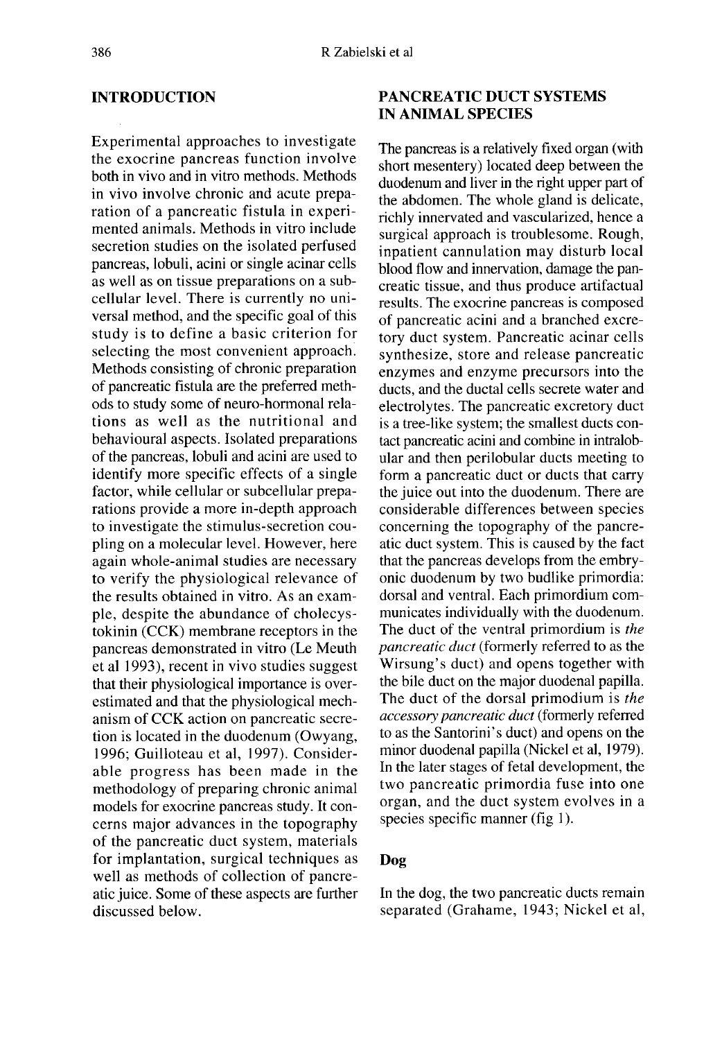## INTRODUCTION

Experimental approaches to investigate the exocrine pancreas function involve both in vivo and in vitro methods. Methods in vivo involve chronic and acute preparation of a pancreatic fistula in experimented animals. Methods in vitro include secretion studies on the isolated perfused pancreas, lobuli, acini or single acinar cells as well as on tissue preparations on a subcellular level. There is currently no universal method, and the specific goal of this study is to define a basic criterion for selecting the most convenient approach. Methods consisting of chronic preparation of pancreatic fistula are the preferred methods to study some of neuro-hormonal relations as well as the nutritional and behavioural aspects. Isolated preparations of the pancreas, lobuli and acini are used to identify more specific effects of a single factor, while cellular or subcellular preparations provide a more in-depth approach to investigate the stimulus-secretion coupling on a molecular level. However, here again whole-animal studies are necessary to verify the physiological relevance of the results obtained in vitro. As an example, despite the abundance of cholecystokinin (CCK) membrane receptors in the pancreas demonstrated in vitro (Le Meuth et al 1993), recent in vivo studies suggest that their physiological importance is overestimated and that the physiological mechanism of CCK action on pancreatic secretion is located in the duodenum (Owyang, 1996; Guilloteau et al, 1997). Considerable progress has been made in the methodology of preparing chronic animal models for exocrine pancreas study. It concerns major advances in the topography of the pancreatic duct system, materials for implantation, surgical techniques as well as methods of collection of pancreatic juice. Some of these aspects are further discussed below.

## PANCREATIC DUCT SYSTEMS IN ANIMAL SPECIES

The pancreas is a relatively fixed organ (with short mesentery) located deep between the duodenum and liver in the right upper part of the abdomen. The whole gland is delicate, richly innervated and vascularized, hence a surgical approach is troublesome. Rough, inpatient cannulation may disturb local blood flow and innervation, damage the pancreatic tissue, and thus produce artifactual results. The exocrine pancreas is composed of pancreatic acini and a branched excretory duct system. Pancreatic acinar cells synthesize, store and release pancreatic enzymes and enzyme precursors into the ducts, and the ductal cells secrete water and electrolytes. The pancreatic excretory duct is a tree-like system; the smallest ducts contact pancreatic acini and combine in intralobular and then perilobular ducts meeting to form a pancreatic duct or ducts that carry the juice out into the duodenum. There are considerable differences between species concerning the topography of the pancreatic duct system. This is caused by the fact that the pancreas develops from the embryonic duodenum by two budlike primordia: dorsal and ventral. Each primordium communicates individually with the duodenum. The duct of the ventral primordium is *the pancreatic duct* (formerly referred to as the Wirsung's duct) and opens together with the bile duct on the major duodenal papilla. The duct of the dorsal primodium is *the accessory pancreatic duct* (formerly referred to as the Santorini's duct) and opens on the minor duodenal papilla (Nickel et al, 1979). In the later stages of fetal development, the two pancreatic primordia fuse into one organ, and the duct system evolves in a species specific manner (fig 1).

### Dog

In the dog, the two pancreatic ducts remain separated (Grahame, 1943; Nickel et al,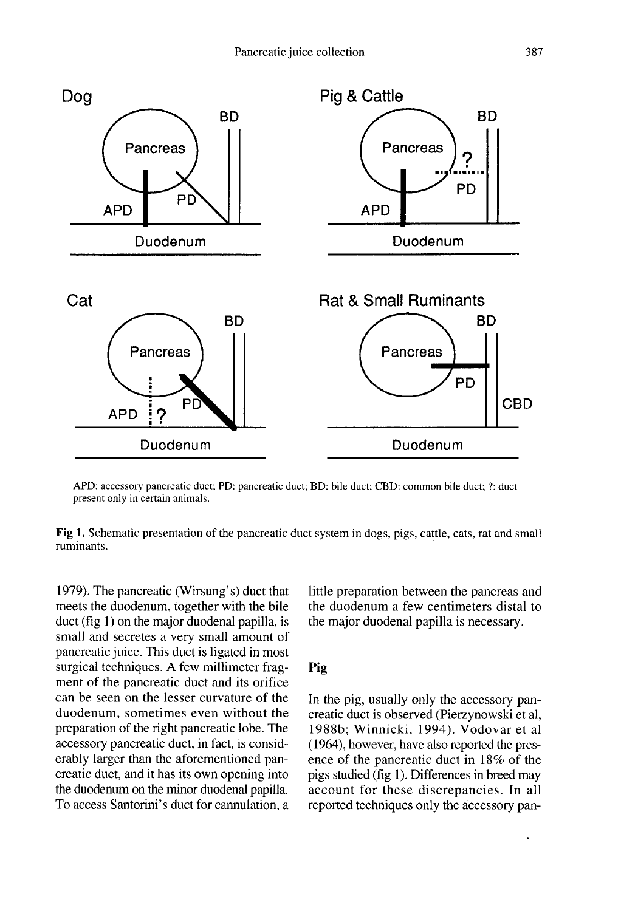APD: accessory pancreatic duct; PD: pancreatic duct; BD: bile duct; CBD: common bile duct; ?: duct present only in certain animals.

**Fig 1.** Schematic presentation of the pancreatic duct system in dogs, pigs, cattle, cats, rat and small ruminants.

1979). The pancreatic (Wirsung's) duct that meets the duodenum, together with the bile duct (fig 1) on the major duodenal papilla, is small and secretes a very small amount of pancreatic juice. This duct is ligated in most surgical techniques. A few millimeter fragment of the pancreatic duct and its orifice can be seen on the lesser curvature of the duodenum, sometimes even without the preparation of the right pancreatic lobe. The accessory pancreatic duct, in fact, is considerably larger than the aforementioned pancreatic duct, and it has its own opening into the duodenum on the minor duodenal papilla. To access Santorini's duct for cannulation, a little preparation between the pancreas and the duodenum a few centimeters distal to the major duodenal papilla is necessary.

## Pig

In the pig, usually only the accessory pancreatic duct is observed (Pierzynowski et al, 1988b; Winnicki, 1994). Vodovar et al (1964), however, have also reported the presence of the pancreatic duct in 18% of the pigs studied (fig 1). Differences in breed may account for these discrepancies. In all reported techniques only the accessory pan-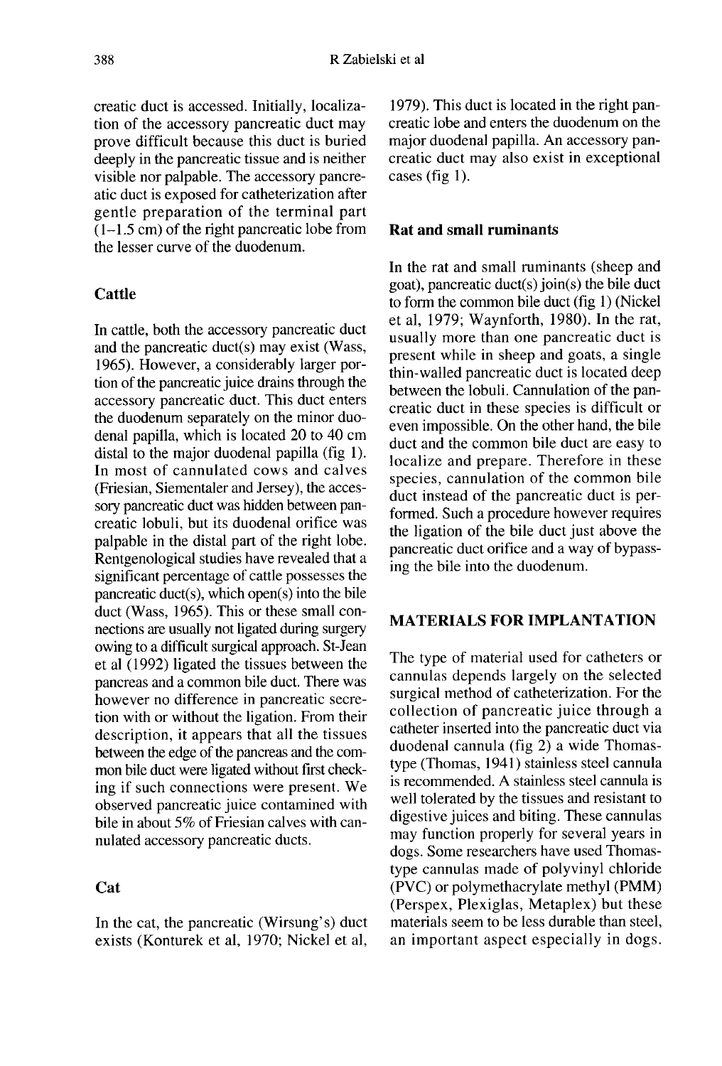creatic duct is accessed. Initially, localization of the accessory pancreatic duct may prove difficult because this duct is buried deeply in the pancreatic tissue and is neither visible nor palpable. The accessory pancreatic duct is exposed for catheterization after gentle preparation of the terminal part (1–1.5 cm) of the right pancreatic lobe from the lesser curve of the duodenum.

### Cattle

In cattle, both the accessory pancreatic duct and the pancreatic duct(s) may exist (Wass, 1965). However, a considerably larger portion of the pancreatic juice drains through the accessory pancreatic duct. This duct enters the duodenum separately on the minor duodenal papilla, which is located 20 to 40 cm distal to the major duodenal papilla (fig 1). In most of cannulated cows and calves (Friesian, Siementaler and Jersey), the accessory pancreatic duct was hidden between pancreatic lobuli, but its duodenal orifice was palpable in the distal part of the right lobe. Rentgenological studies have revealed that a significant percentage of cattle possesses the pancreatic duct(s), which open(s) into the bile duct (Wass, 1965). This or these small connections are usually not ligated during surgery owing to a difficult surgical approach. St-Jean et al (1992) ligated the tissues between the pancreas and a common bile duct. There was however no difference in pancreatic secretion with or without the ligation. From their description, it appears that all the tissues between the edge of the pancreas and the common bile duct were ligated without first checking if such connections were present. We observed pancreatic juice contamined with bile in about 5% of Friesian calves with cannulated accessory pancreatic ducts.

### Cat

In the cat, the pancreatic (Wirsung's) duct exists (Konturek et al, 1970; Nickel et al, 1979). This duct is located in the right pancreatic lobe and enters the duodenum on the major duodenal papilla. An accessory pancreatic duct may also exist in exceptional cases (fig 1).

### Rat and small ruminants

In the rat and small ruminants (sheep and goat), pancreatic duct(s) join(s) the bile duct to form the common bile duct (fig 1) (Nickel et al, 1979; Waynforth, 1980). In the rat, usually more than one pancreatic duct is present while in sheep and goats, a single thin-walled pancreatic duct is located deep between the lobuli. Cannulation of the pancreatic duct in these species is difficult or even impossible. On the other hand, the bile duct and the common bile duct are easy to localize and prepare. Therefore in these species, cannulation of the common bile duct instead of the pancreatic duct is performed. Such a procedure however requires the ligation of the bile duct just above the pancreatic duct orifice and a way of bypassing the bile into the duodenum.

## MATERIALS FOR IMPLANTATION

The type of material used for catheters or cannulas depends largely on the selected surgical method of catheterization. For the collection of pancreatic juice through a catheter inserted into the pancreatic duct via duodenal cannula (fig 2) a wide Thomas-type (Thomas, 1941) stainless steel cannula is recommended. A stainless steel cannula is well tolerated by the tissues and resistant to digestive juices and biting. These cannulas may function properly for several years in dogs. Some researchers have used Thomas-type cannulas made of polyvinyl chloride (PVC) or polymethacrylate methyl (PMM) (Perspex, Plexiglas, Metaplex) but these materials seem to be less durable than steel, an important aspect especially in dogs.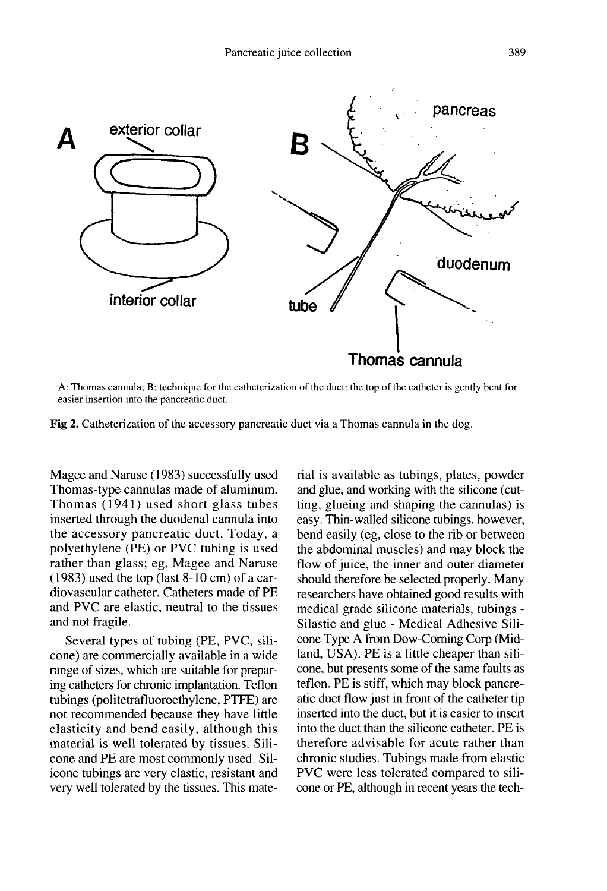A: Thomas cannula; B: technique for the catheterization of the duct: the top of the catheter is gently bent for easier insertion into the pancreatic duct.

**Fig 2.** Catheterization of the accessory pancreatic duct via a Thomas cannula in the dog.

Magee and Naruse (1983) successfully used Thomas-type cannulas made of aluminum. Thomas (1941) used short glass tubes inserted through the duodenal cannula into the accessory pancreatic duct. Today, a polyethylene (PE) or PVC tubing is used rather than glass; eg, Magee and Naruse (1983) used the top (last 8-10 cm) of a cardiovascular catheter. Catheters made of PE and PVC are elastic, neutral to the tissues and not fragile.

Several types of tubing (PE, PVC, silicone) are commercially available in a wide range of sizes, which are suitable for preparing catheters for chronic implantation. Teflon tubings (politetrafluoroethylene, PTFE) are not recommended because they have little elasticity and bend easily, although this material is well tolerated by tissues. Silicone and PE are most commonly used. Silicone tubings are very elastic, resistant and very well tolerated by the tissues. This material is available as tubings, plates, powder and glue, and working with the silicone (cutting, glueing and shaping the cannulas) is easy. Thin-walled silicone tubings, however, bend easily (eg, close to the rib or between the abdominal muscles) and may block the flow of juice, the inner and outer diameter should therefore be selected properly. Many researchers have obtained good results with medical grade silicone materials, tubings - Silastic and glue - Medical Adhesive Silicone Type A from Dow-Corning Corp (Midland, USA). PE is a little cheaper than silicone, but presents some of the same faults as teflon. PE is stiff, which may block pancreatic duct flow just in front of the catheter tip inserted into the duct, but it is easier to insert into the duct than the silicone catheter. PE is therefore advisable for acute rather than chronic studies. Tubings made from elastic PVC were less tolerated compared to silicone or PE, although in recent years the tech-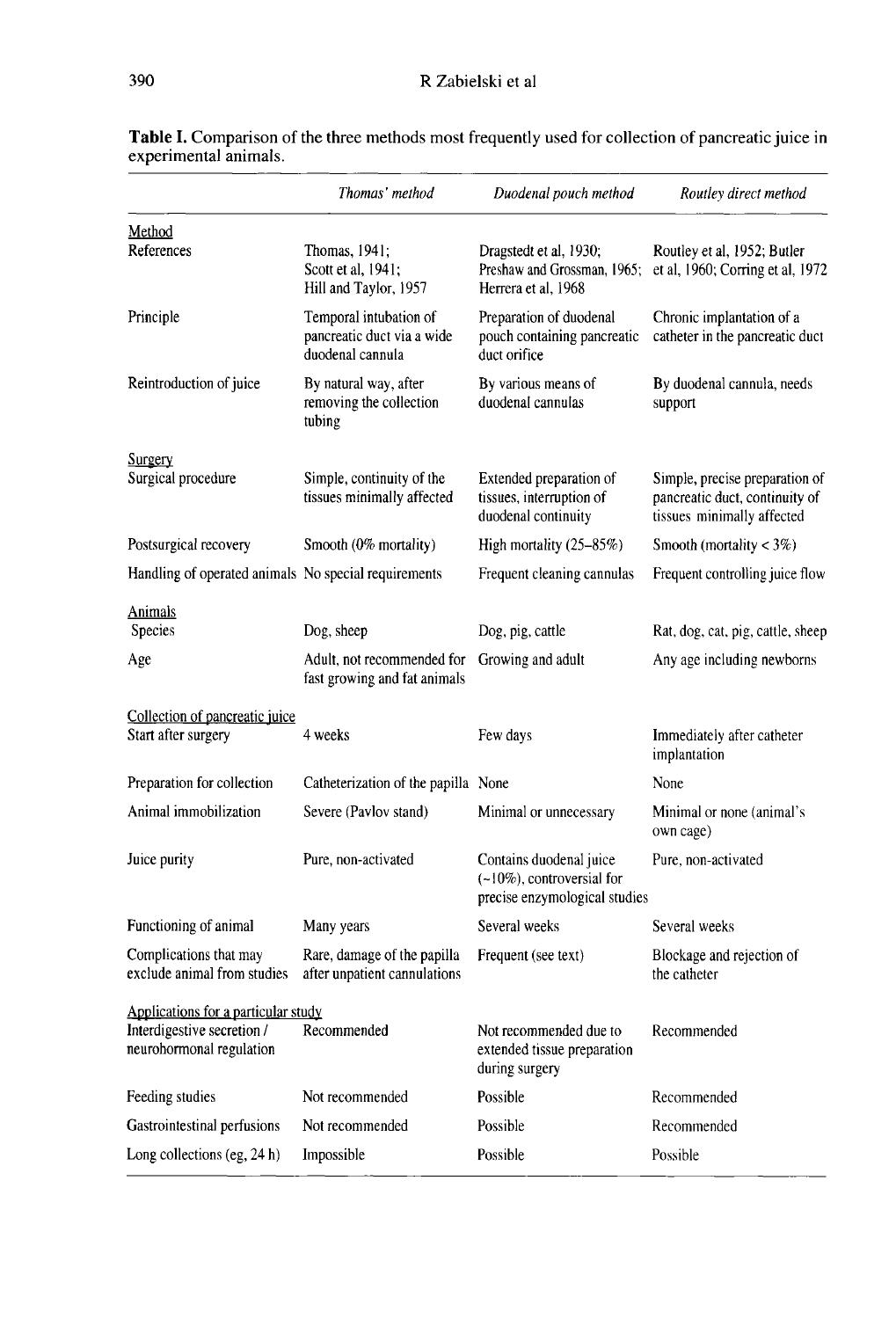**Table I.** Comparison of the three methods most frequently used for collection of pancreatic juice in experimental animals.

| | *Thomas' method* | *Duodenal pouch method* | *Routley direct method* |
|---|---|---|---|
| Method | | | |
| References | Thomas, 1941; Scott et al, 1941; Hill and Taylor, 1957 | Dragstedt et al, 1930; Preshaw and Grossman, 1965; Herrera et al, 1968 | Routley et al, 1952; Butler et al, 1960; Corring et al, 1972 |
| Principle | Temporal intubation of pancreatic duct via a wide duodenal cannula | Preparation of duodenal pouch containing pancreatic duct orifice | Chronic implantation of a catheter in the pancreatic duct |
| Reintroduction of juice | By natural way, after removing the collection tubing | By various means of duodenal cannulas | By duodenal cannula, needs support |
| Surgery | | | |
| Surgical procedure | Simple, continuity of the tissues minimally affected | Extended preparation of tissues, interruption of duodenal continuity | Simple, precise preparation of pancreatic duct, continuity of tissues minimally affected |
| Postsurgical recovery | Smooth (0% mortality) | High mortality (25–85%) | Smooth (mortality < 3%) |
| Handling of operated animals | No special requirements | Frequent cleaning cannulas | Frequent controlling juice flow |
| Animals | | | |
| Species | Dog, sheep | Dog, pig, cattle | Rat, dog, cat, pig, cattle, sheep |
| Age | Adult, not recommended for fast growing and fat animals | Growing and adult | Any age including newborns |
| Collection of pancreatic juice | | | |
| Start after surgery | 4 weeks | Few days | Immediately after catheter implantation |
| Preparation for collection | Catheterization of the papilla | None | None |
| Animal immobilization | Severe (Pavlov stand) | Minimal or unnecessary | Minimal or none (animal's own cage) |
| Juice purity | Pure, non-activated | Contains duodenal juice (~10%), controversial for precise enzymological studies | Pure, non-activated |
| Functioning of animal | Many years | Several weeks | Several weeks |
| Complications that may exclude animal from studies | Rare, damage of the papilla after unpatient cannulations | Frequent (see text) | Blockage and rejection of the catheter |
| Applications for a particular study | | | |
| Interdigestive secretion / neurohormonal regulation | Recommended | Not recommended due to extended tissue preparation during surgery | Recommended |
| Feeding studies | Not recommended | Possible | Recommended |
| Gastrointestinal perfusions | Not recommended | Possible | Recommended |
| Long collections (eg, 24 h) | Impossible | Possible | Possible |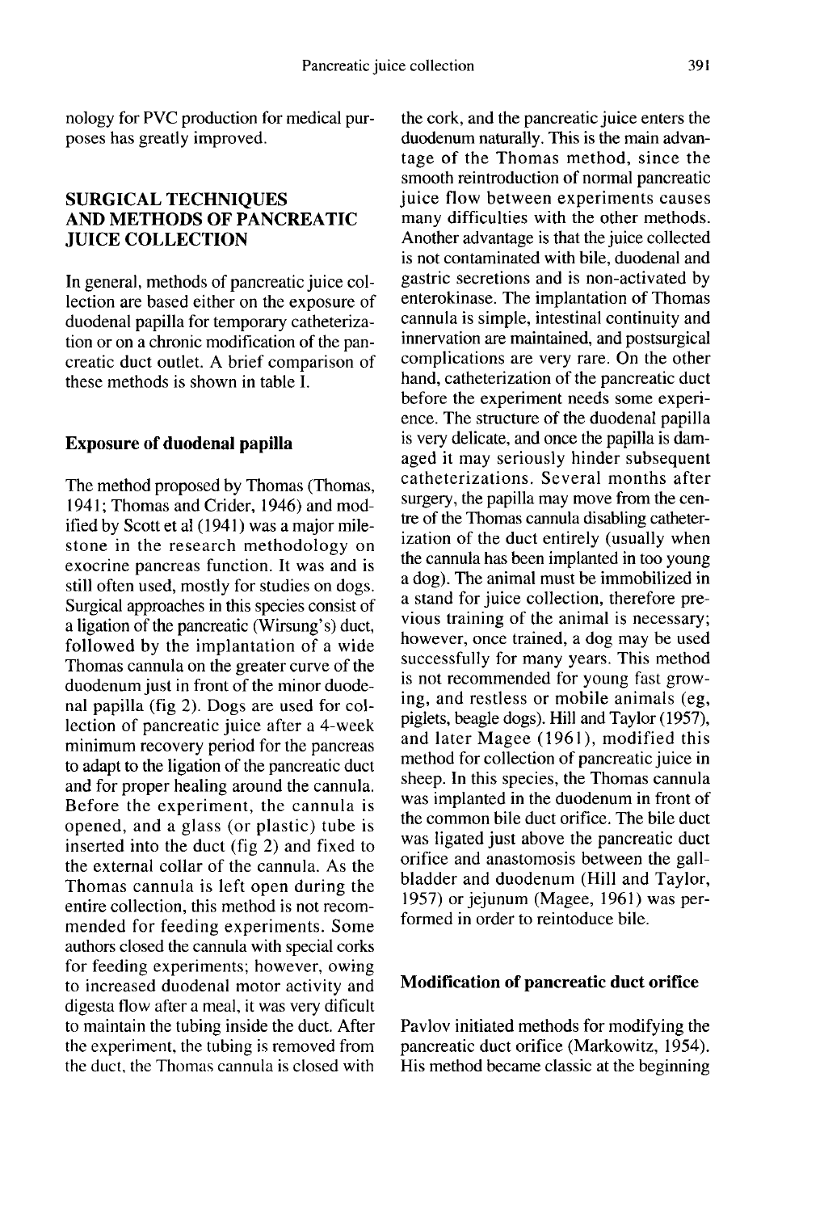nology for PVC production for medical purposes has greatly improved.

## SURGICAL TECHNIQUES AND METHODS OF PANCREATIC JUICE COLLECTION

In general, methods of pancreatic juice collection are based either on the exposure of duodenal papilla for temporary catheterization or on a chronic modification of the pancreatic duct outlet. A brief comparison of these methods is shown in table I.

### Exposure of duodenal papilla

The method proposed by Thomas (Thomas, 1941; Thomas and Crider, 1946) and modified by Scott et al (1941) was a major milestone in the research methodology on exocrine pancreas function. It was and is still often used, mostly for studies on dogs. Surgical approaches in this species consist of a ligation of the pancreatic (Wirsung's) duct, followed by the implantation of a wide Thomas cannula on the greater curve of the duodenum just in front of the minor duodenal papilla (fig 2). Dogs are used for collection of pancreatic juice after a 4-week minimum recovery period for the pancreas to adapt to the ligation of the pancreatic duct and for proper healing around the cannula. Before the experiment, the cannula is opened, and a glass (or plastic) tube is inserted into the duct (fig 2) and fixed to the external collar of the cannula. As the Thomas cannula is left open during the entire collection, this method is not recommended for feeding experiments. Some authors closed the cannula with special corks for feeding experiments; however, owing to increased duodenal motor activity and digesta flow after a meal, it was very dificult to maintain the tubing inside the duct. After the experiment, the tubing is removed from the duct, the Thomas cannula is closed with the cork, and the pancreatic juice enters the duodenum naturally. This is the main advantage of the Thomas method, since the smooth reintroduction of normal pancreatic juice flow between experiments causes many difficulties with the other methods. Another advantage is that the juice collected is not contaminated with bile, duodenal and gastric secretions and is non-activated by enterokinase. The implantation of Thomas cannula is simple, intestinal continuity and innervation are maintained, and postsurgical complications are very rare. On the other hand, catheterization of the pancreatic duct before the experiment needs some experience. The structure of the duodenal papilla is very delicate, and once the papilla is damaged it may seriously hinder subsequent catheterizations. Several months after surgery, the papilla may move from the centre of the Thomas cannula disabling catheterization of the duct entirely (usually when the cannula has been implanted in too young a dog). The animal must be immobilized in a stand for juice collection, therefore previous training of the animal is necessary; however, once trained, a dog may be used successfully for many years. This method is not recommended for young fast growing, and restless or mobile animals (eg, piglets, beagle dogs). Hill and Taylor (1957), and later Magee (1961), modified this method for collection of pancreatic juice in sheep. In this species, the Thomas cannula was implanted in the duodenum in front of the common bile duct orifice. The bile duct was ligated just above the pancreatic duct orifice and anastomosis between the gallbladder and duodenum (Hill and Taylor, 1957) or jejunum (Magee, 1961) was performed in order to reintoduce bile.

### Modification of pancreatic duct orifice

Pavlov initiated methods for modifying the pancreatic duct orifice (Markowitz, 1954). His method became classic at the beginning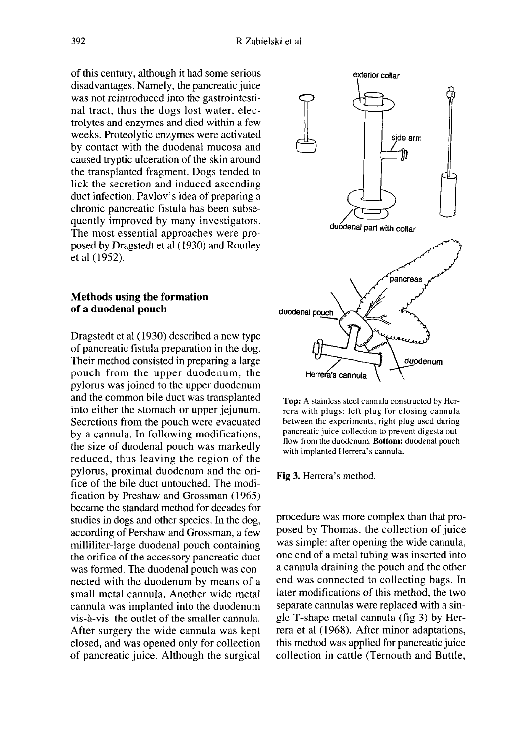of this century, although it had some serious disadvantages. Namely, the pancreatic juice was not reintroduced into the gastrointestinal tract, thus the dogs lost water, electrolytes and enzymes and died within a few weeks. Proteolytic enzymes were activated by contact with the duodenal mucosa and caused tryptic ulceration of the skin around the transplanted fragment. Dogs tended to lick the secretion and induced ascending duct infection. Pavlov's idea of preparing a chronic pancreatic fistula has been subsequently improved by many investigators. The most essential approaches were proposed by Dragstedt et al (1930) and Routley et al (1952).

## Methods using the formation of a duodenal pouch

Dragstedt et al (1930) described a new type of pancreatic fistula preparation in the dog. Their method consisted in preparing a large pouch from the upper duodenum, the pylorus was joined to the upper duodenum and the common bile duct was transplanted into either the stomach or upper jejunum. Secretions from the pouch were evacuated by a cannula. In following modifications, the size of duodenal pouch was markedly reduced, thus leaving the region of the pylorus, proximal duodenum and the orifice of the bile duct untouched. The modification by Preshaw and Grossman (1965) became the standard method for decades for studies in dogs and other species. In the dog, according of Pershaw and Grossman, a few milliliter-large duodenal pouch containing the orifice of the accessory pancreatic duct was formed. The duodenal pouch was connected with the duodenum by means of a small metal cannula. Another wide metal cannula was implanted into the duodenum vis-à-vis the outlet of the smaller cannula. After surgery the wide cannula was kept closed, and was opened only for collection of pancreatic juice. Although the surgical procedure was more complex than that proposed by Thomas, the collection of juice was simple: after opening the wide cannula, one end of a metal tubing was inserted into a cannula draining the pouch and the other end was connected to collecting bags. In later modifications of this method, the two separate cannulas were replaced with a single T-shape metal cannula (fig 3) by Herrera et al (1968). After minor adaptations, this method was applied for pancreatic juice collection in cattle (Ternouth and Buttle,

exterior collar

side arm

duodenal part with collar

pancreas

duodenal pouch

duodenum

Herrera's cannula

**Top:** A stainless steel cannula constructed by Herrera with plugs: left plug for closing cannula between the experiments, right plug used during pancreatic juice collection to prevent digesta outflow from the duodenum. **Bottom:** duodenal pouch with implanted Herrera's cannula.

**Fig 3.** Herrera's method.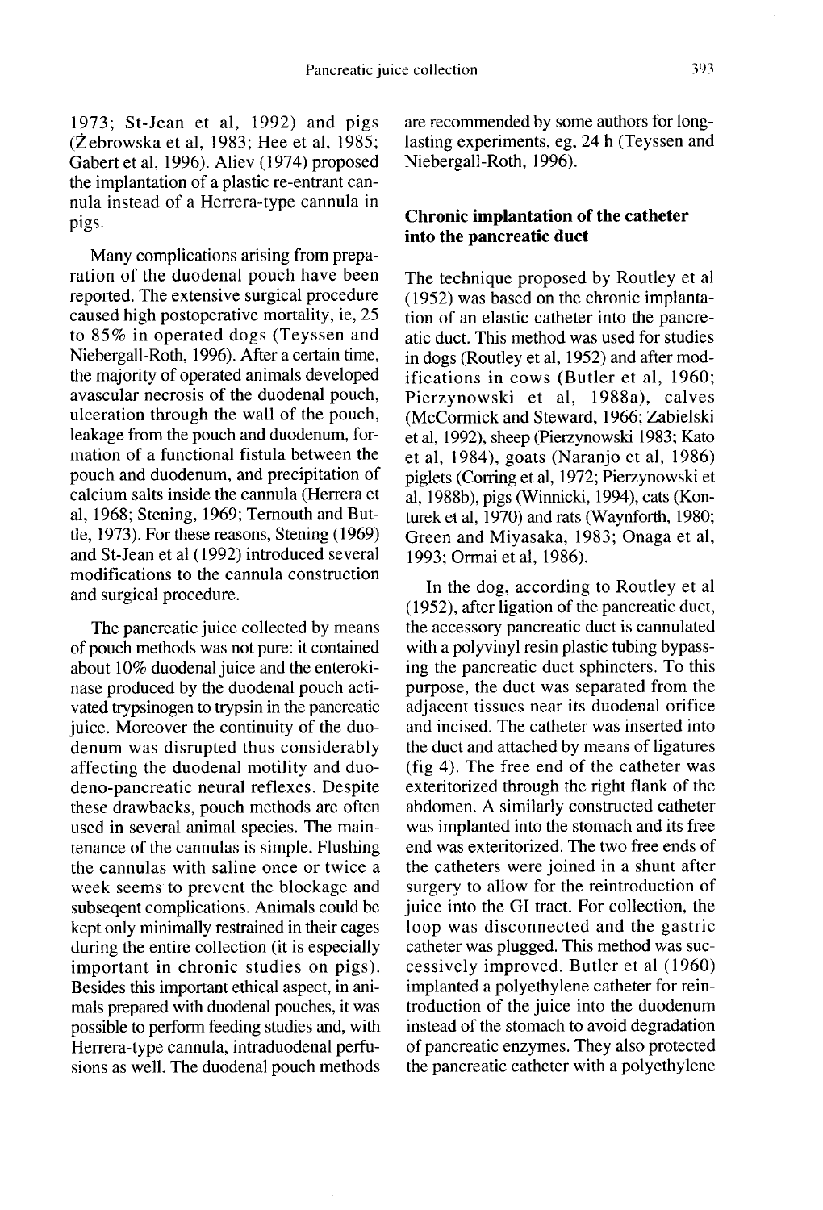1973; St-Jean et al, 1992) and pigs (Żebrowska et al, 1983; Hee et al, 1985; Gabert et al, 1996). Aliev (1974) proposed the implantation of a plastic re-entrant cannula instead of a Herrera-type cannula in pigs.

Many complications arising from preparation of the duodenal pouch have been reported. The extensive surgical procedure caused high postoperative mortality, ie, 25 to 85% in operated dogs (Teyssen and Niebergall-Roth, 1996). After a certain time, the majority of operated animals developed avascular necrosis of the duodenal pouch, ulceration through the wall of the pouch, leakage from the pouch and duodenum, formation of a functional fistula between the pouch and duodenum, and precipitation of calcium salts inside the cannula (Herrera et al, 1968; Stening, 1969; Ternouth and Buttle, 1973). For these reasons, Stening (1969) and St-Jean et al (1992) introduced several modifications to the cannula construction and surgical procedure.

The pancreatic juice collected by means of pouch methods was not pure: it contained about 10% duodenal juice and the enterokinase produced by the duodenal pouch activated trypsinogen to trypsin in the pancreatic juice. Moreover the continuity of the duodenum was disrupted thus considerably affecting the duodenal motility and duodeno-pancreatic neural reflexes. Despite these drawbacks, pouch methods are often used in several animal species. The maintenance of the cannulas is simple. Flushing the cannulas with saline once or twice a week seems to prevent the blockage and subseqent complications. Animals could be kept only minimally restrained in their cages during the entire collection (it is especially important in chronic studies on pigs). Besides this important ethical aspect, in animals prepared with duodenal pouches, it was possible to perform feeding studies and, with Herrera-type cannula, intraduodenal perfusions as well. The duodenal pouch methods are recommended by some authors for long-lasting experiments, eg, 24 h (Teyssen and Niebergall-Roth, 1996).

## Chronic implantation of the catheter into the pancreatic duct

The technique proposed by Routley et al (1952) was based on the chronic implantation of an elastic catheter into the pancreatic duct. This method was used for studies in dogs (Routley et al, 1952) and after modifications in cows (Butler et al, 1960; Pierzynowski et al, 1988a), calves (McCormick and Steward, 1966; Zabielski et al, 1992), sheep (Pierzynowski 1983; Kato et al, 1984), goats (Naranjo et al, 1986) piglets (Corring et al, 1972; Pierzynowski et al, 1988b), pigs (Winnicki, 1994), cats (Konturek et al, 1970) and rats (Waynforth, 1980; Green and Miyasaka, 1983; Onaga et al, 1993; Ormai et al, 1986).

In the dog, according to Routley et al (1952), after ligation of the pancreatic duct, the accessory pancreatic duct is cannulated with a polyvinyl resin plastic tubing bypassing the pancreatic duct sphincters. To this purpose, the duct was separated from the adjacent tissues near its duodenal orifice and incised. The catheter was inserted into the duct and attached by means of ligatures (fig 4). The free end of the catheter was exteriorized through the right flank of the abdomen. A similarly constructed catheter was implanted into the stomach and its free end was exteriorized. The two free ends of the catheters were joined in a shunt after surgery to allow for the reintroduction of juice into the GI tract. For collection, the loop was disconnected and the gastric catheter was plugged. This method was successively improved. Butler et al (1960) implanted a polyethylene catheter for reintroduction of the juice into the duodenum instead of the stomach to avoid degradation of pancreatic enzymes. They also protected the pancreatic catheter with a polyethylene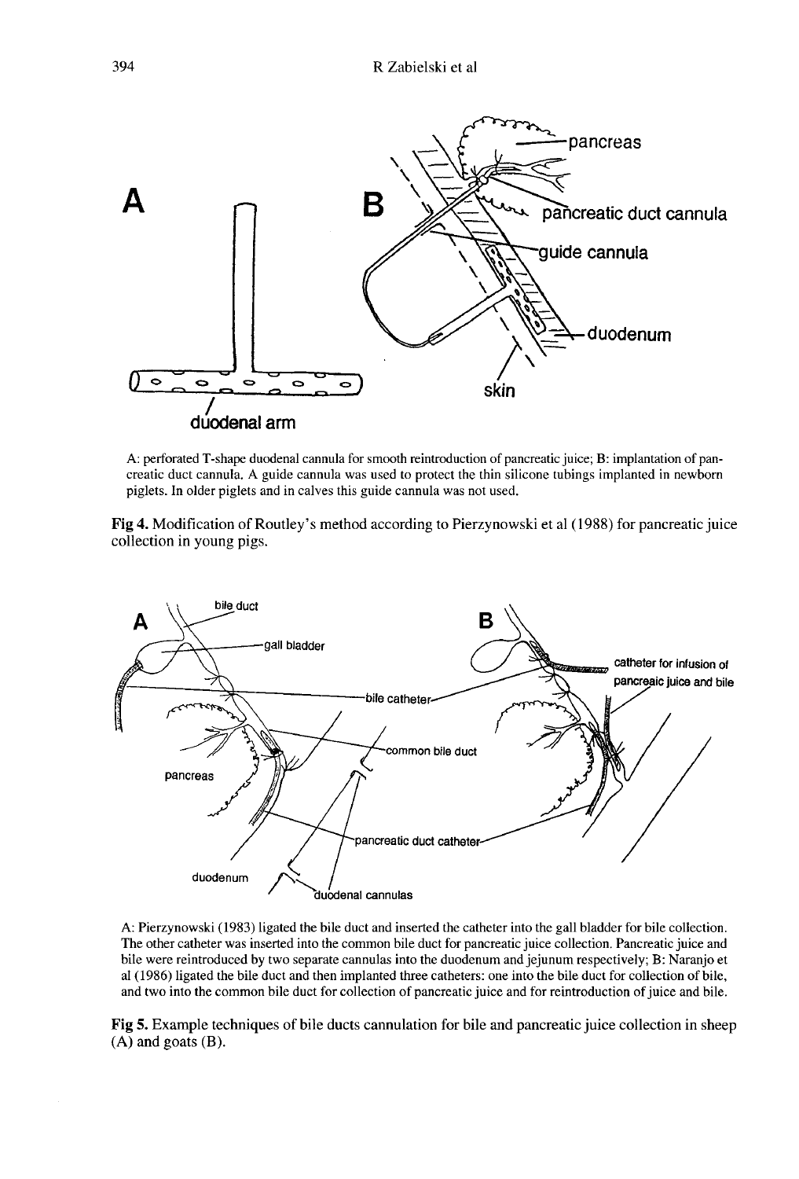A: perforated T-shape duodenal cannula for smooth reintroduction of pancreatic juice; B: implantation of pancreatic duct cannula. A guide cannula was used to protect the thin silicone tubings implanted in newborn piglets. In older piglets and in calves this guide cannula was not used.

**Fig 4.** Modification of Routley's method according to Pierzynowski et al (1988) for pancreatic juice collection in young pigs.

A: Pierzynowski (1983) ligated the bile duct and inserted the catheter into the gall bladder for bile collection. The other catheter was inserted into the common bile duct for pancreatic juice collection. Pancreatic juice and bile were reintroduced by two separate cannulas into the duodenum and jejunum respectively; B: Naranjo et al (1986) ligated the bile duct and then implanted three catheters: one into the bile duct for collection of bile, and two into the common bile duct for collection of pancreatic juice and for reintroduction of juice and bile.

**Fig 5.** Example techniques of bile ducts cannulation for bile and pancreatic juice collection in sheep (A) and goats (B).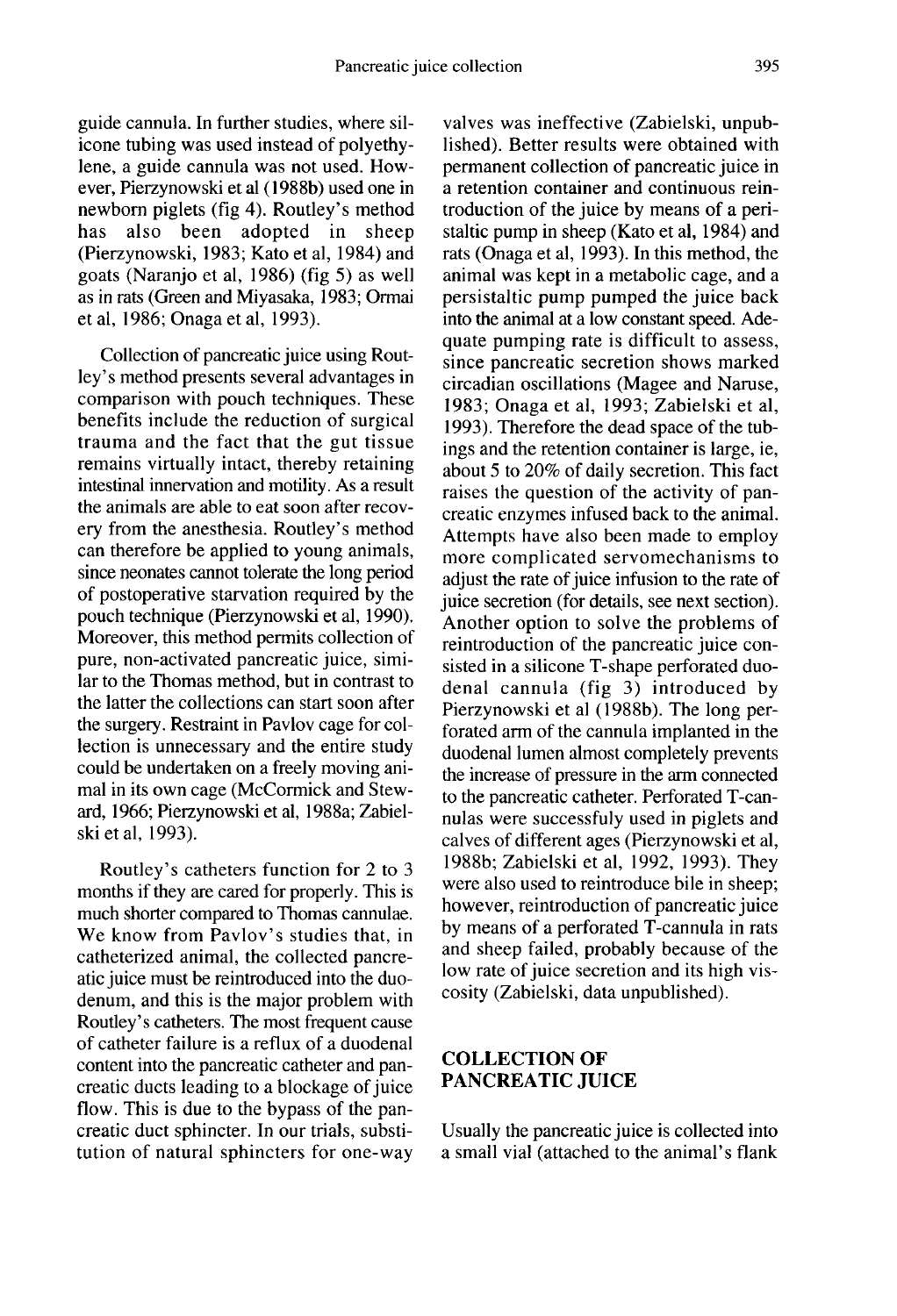guide cannula. In further studies, where silicone tubing was used instead of polyethylene, a guide cannula was not used. However, Pierzynowski et al (1988b) used one in newborn piglets (fig 4). Routley's method has also been adopted in sheep (Pierzynowski, 1983; Kato et al, 1984) and goats (Naranjo et al, 1986) (fig 5) as well as in rats (Green and Miyasaka, 1983; Ormai et al, 1986; Onaga et al, 1993).

Collection of pancreatic juice using Routley's method presents several advantages in comparison with pouch techniques. These benefits include the reduction of surgical trauma and the fact that the gut tissue remains virtually intact, thereby retaining intestinal innervation and motility. As a result the animals are able to eat soon after recovery from the anesthesia. Routley's method can therefore be applied to young animals, since neonates cannot tolerate the long period of postoperative starvation required by the pouch technique (Pierzynowski et al, 1990). Moreover, this method permits collection of pure, non-activated pancreatic juice, similar to the Thomas method, but in contrast to the latter the collections can start soon after the surgery. Restraint in Pavlov cage for collection is unnecessary and the entire study could be undertaken on a freely moving animal in its own cage (McCormick and Steward, 1966; Pierzynowski et al, 1988a; Zabielski et al, 1993).

Routley's catheters function for 2 to 3 months if they are cared for properly. This is much shorter compared to Thomas cannulae. We know from Pavlov's studies that, in catheterized animal, the collected pancreatic juice must be reintroduced into the duodenum, and this is the major problem with Routley's catheters. The most frequent cause of catheter failure is a reflux of a duodenal content into the pancreatic catheter and pancreatic ducts leading to a blockage of juice flow. This is due to the bypass of the pancreatic duct sphincter. In our trials, substitution of natural sphincters for one-way valves was ineffective (Zabielski, unpublished). Better results were obtained with permanent collection of pancreatic juice in a retention container and continuous reintroduction of the juice by means of a peristaltic pump in sheep (Kato et al, 1984) and rats (Onaga et al, 1993). In this method, the animal was kept in a metabolic cage, and a persistaltic pump pumped the juice back into the animal at a low constant speed. Adequate pumping rate is difficult to assess, since pancreatic secretion shows marked circadian oscillations (Magee and Naruse, 1983; Onaga et al, 1993; Zabielski et al, 1993). Therefore the dead space of the tubings and the retention container is large, ie, about 5 to 20% of daily secretion. This fact raises the question of the activity of pancreatic enzymes infused back to the animal. Attempts have also been made to employ more complicated servomechanisms to adjust the rate of juice infusion to the rate of juice secretion (for details, see next section). Another option to solve the problems of reintroduction of the pancreatic juice consisted in a silicone T-shape perforated duodenal cannula (fig 3) introduced by Pierzynowski et al (1988b). The long perforated arm of the cannula implanted in the duodenal lumen almost completely prevents the increase of pressure in the arm connected to the pancreatic catheter. Perforated T-cannulas were successfuly used in piglets and calves of different ages (Pierzynowski et al, 1988b; Zabielski et al, 1992, 1993). They were also used to reintroduce bile in sheep; however, reintroduction of pancreatic juice by means of a perforated T-cannula in rats and sheep failed, probably because of the low rate of juice secretion and its high viscosity (Zabielski, data unpublished).

## COLLECTION OF PANCREATIC JUICE

Usually the pancreatic juice is collected into a small vial (attached to the animal's flank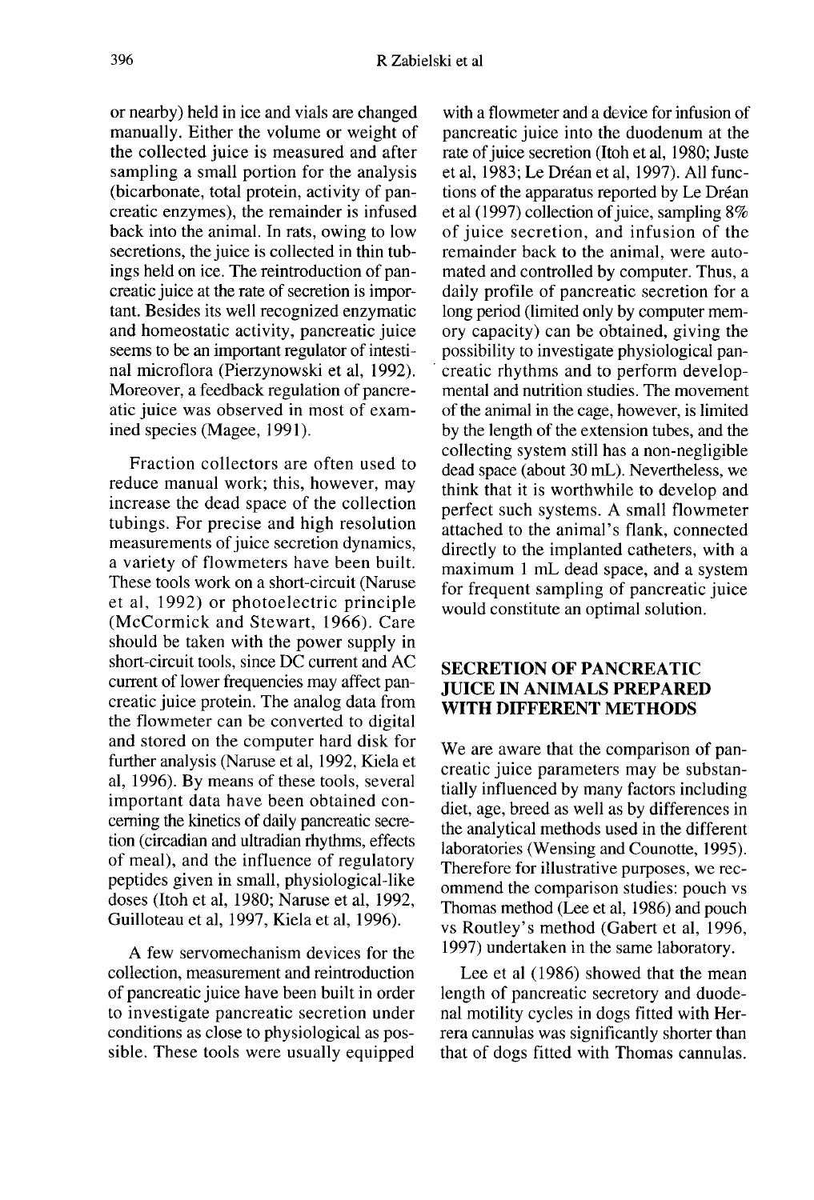or nearby) held in ice and vials are changed manually. Either the volume or weight of the collected juice is measured and after sampling a small portion for the analysis (bicarbonate, total protein, activity of pancreatic enzymes), the remainder is infused back into the animal. In rats, owing to low secretions, the juice is collected in thin tubings held on ice. The reintroduction of pancreatic juice at the rate of secretion is important. Besides its well recognized enzymatic and homeostatic activity, pancreatic juice seems to be an important regulator of intestinal microflora (Pierzynowski et al, 1992). Moreover, a feedback regulation of pancreatic juice was observed in most of examined species (Magee, 1991).

Fraction collectors are often used to reduce manual work; this, however, may increase the dead space of the collection tubings. For precise and high resolution measurements of juice secretion dynamics, a variety of flowmeters have been built. These tools work on a short-circuit (Naruse et al, 1992) or photoelectric principle (McCormick and Stewart, 1966). Care should be taken with the power supply in short-circuit tools, since DC current and AC current of lower frequencies may affect pancreatic juice protein. The analog data from the flowmeter can be converted to digital and stored on the computer hard disk for further analysis (Naruse et al, 1992, Kiela et al, 1996). By means of these tools, several important data have been obtained concerning the kinetics of daily pancreatic secretion (circadian and ultradian rhythms, effects of meal), and the influence of regulatory peptides given in small, physiological-like doses (Itoh et al, 1980; Naruse et al, 1992, Guilloteau et al, 1997, Kiela et al, 1996).

A few servomechanism devices for the collection, measurement and reintroduction of pancreatic juice have been built in order to investigate pancreatic secretion under conditions as close to physiological as possible. These tools were usually equipped with a flowmeter and a device for infusion of pancreatic juice into the duodenum at the rate of juice secretion (Itoh et al, 1980; Juste et al, 1983; Le Dréan et al, 1997). All functions of the apparatus reported by Le Dréan et al (1997) collection of juice, sampling 8% of juice secretion, and infusion of the remainder back to the animal, were automated and controlled by computer. Thus, a daily profile of pancreatic secretion for a long period (limited only by computer memory capacity) can be obtained, giving the possibility to investigate physiological pancreatic rhythms and to perform developmental and nutrition studies. The movement of the animal in the cage, however, is limited by the length of the extension tubes, and the collecting system still has a non-negligible dead space (about 30 mL). Nevertheless, we think that it is worthwhile to develop and perfect such systems. A small flowmeter attached to the animal's flank, connected directly to the implanted catheters, with a maximum 1 mL dead space, and a system for frequent sampling of pancreatic juice would constitute an optimal solution.

## SECRETION OF PANCREATIC JUICE IN ANIMALS PREPARED WITH DIFFERENT METHODS

We are aware that the comparison of pancreatic juice parameters may be substantially influenced by many factors including diet, age, breed as well as by differences in the analytical methods used in the different laboratories (Wensing and Counotte, 1995). Therefore for illustrative purposes, we recommend the comparison studies: pouch vs Thomas method (Lee et al, 1986) and pouch vs Routley's method (Gabert et al, 1996, 1997) undertaken in the same laboratory.

Lee et al (1986) showed that the mean length of pancreatic secretory and duodenal motility cycles in dogs fitted with Herrera cannulas was significantly shorter than that of dogs fitted with Thomas cannulas.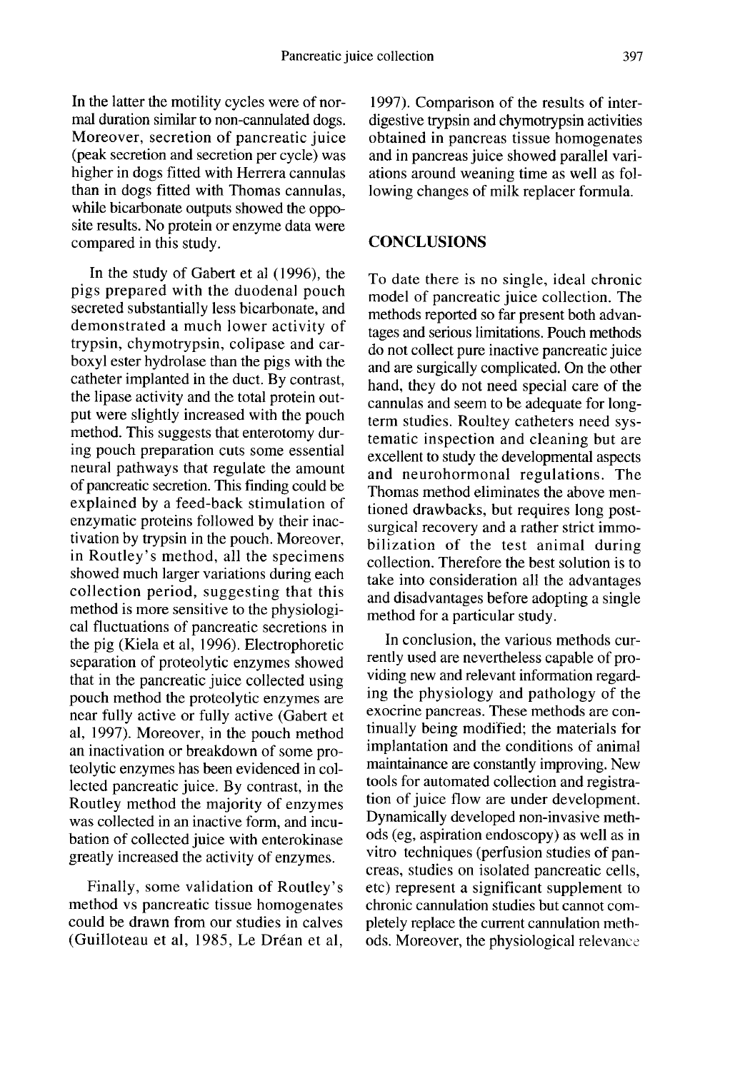In the latter the motility cycles were of normal duration similar to non-cannulated dogs. Moreover, secretion of pancreatic juice (peak secretion and secretion per cycle) was higher in dogs fitted with Herrera cannulas than in dogs fitted with Thomas cannulas, while bicarbonate outputs showed the opposite results. No protein or enzyme data were compared in this study.

In the study of Gabert et al (1996), the pigs prepared with the duodenal pouch secreted substantially less bicarbonate, and demonstrated a much lower activity of trypsin, chymotrypsin, colipase and carboxyl ester hydrolase than the pigs with the catheter implanted in the duct. By contrast, the lipase activity and the total protein output were slightly increased with the pouch method. This suggests that enterotomy during pouch preparation cuts some essential neural pathways that regulate the amount of pancreatic secretion. This finding could be explained by a feed-back stimulation of enzymatic proteins followed by their inactivation by trypsin in the pouch. Moreover, in Routley's method, all the specimens showed much larger variations during each collection period, suggesting that this method is more sensitive to the physiological fluctuations of pancreatic secretions in the pig (Kiela et al, 1996). Electrophoretic separation of proteolytic enzymes showed that in the pancreatic juice collected using pouch method the proteolytic enzymes are near fully active or fully active (Gabert et al, 1997). Moreover, in the pouch method an inactivation or breakdown of some proteolytic enzymes has been evidenced in collected pancreatic juice. By contrast, in the Routley method the majority of enzymes was collected in an inactive form, and incubation of collected juice with enterokinase greatly increased the activity of enzymes.

Finally, some validation of Routley's method vs pancreatic tissue homogenates could be drawn from our studies in calves (Guilloteau et al, 1985, Le Dréan et al, 1997). Comparison of the results of interdigestive trypsin and chymotrypsin activities obtained in pancreas tissue homogenates and in pancreas juice showed parallel variations around weaning time as well as following changes of milk replacer formula.

## CONCLUSIONS

To date there is no single, ideal chronic model of pancreatic juice collection. The methods reported so far present both advantages and serious limitations. Pouch methods do not collect pure inactive pancreatic juice and are surgically complicated. On the other hand, they do not need special care of the cannulas and seem to be adequate for long-term studies. Roultey catheters need systematic inspection and cleaning but are excellent to study the developmental aspects and neurohormonal regulations. The Thomas method eliminates the above mentioned drawbacks, but requires long post-surgical recovery and a rather strict immobilization of the test animal during collection. Therefore the best solution is to take into consideration all the advantages and disadvantages before adopting a single method for a particular study.

In conclusion, the various methods currently used are nevertheless capable of providing new and relevant information regarding the physiology and pathology of the exocrine pancreas. These methods are continually being modified; the materials for implantation and the conditions of animal maintainance are constantly improving. New tools for automated collection and registration of juice flow are under development. Dynamically developed non-invasive methods (eg, aspiration endoscopy) as well as in vitro techniques (perfusion studies of pancreas, studies on isolated pancreatic cells, etc) represent a significant supplement to chronic cannulation studies but cannot completely replace the current cannulation methods. Moreover, the physiological relevance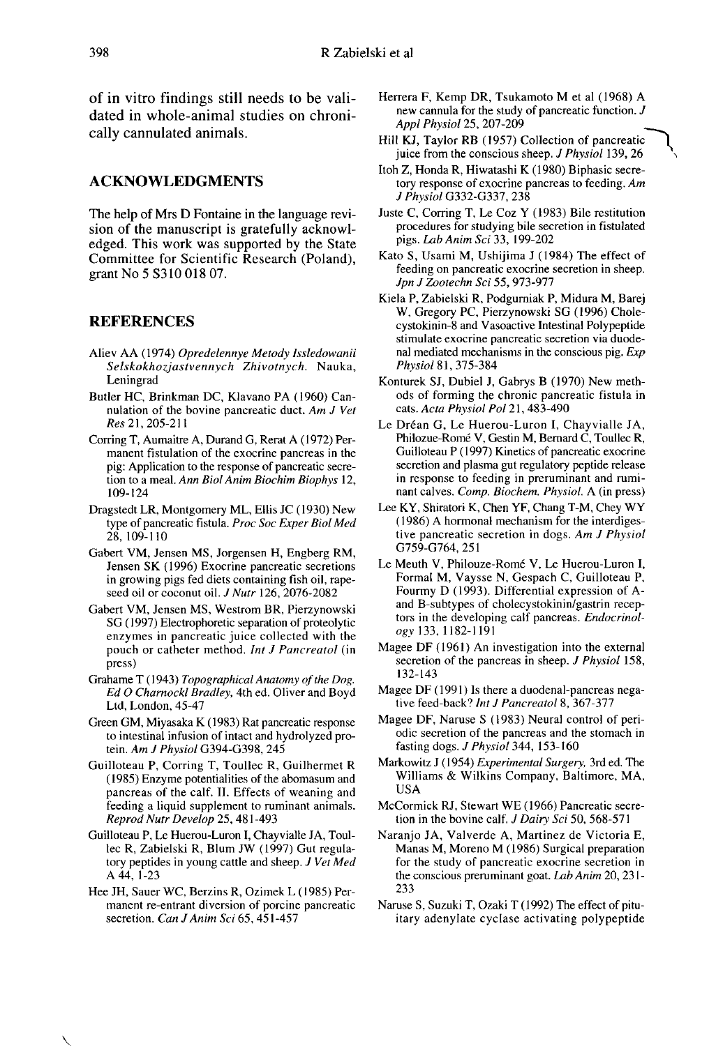of in vitro findings still needs to be validated in whole-animal studies on chronically cannulated animals.

## ACKNOWLEDGMENTS

The help of Mrs D Fontaine in the language revision of the manuscript is gratefully acknowledged. This work was supported by the State Committee for Scientific Research (Poland), grant No 5 S310 018 07.

## REFERENCES

Aliev AA (1974) *Opredelennye Metody Issledowanii Selskokhozjastvennych Zhivotnych.* Nauka, Leningrad

Butler HC, Brinkman DC, Klavano PA (1960) Cannulation of the bovine pancreatic duct. *Am J Vet Res* 21, 205-211

Corring T, Aumaitre A, Durand G, Rerat A (1972) Permanent fistulation of the exocrine pancreas in the pig: Application to the response of pancreatic secretion to a meal. *Ann Biol Anim Biochim Biophys* 12, 109-124

Dragstedt LR, Montgomery ML, Ellis JC (1930) New type of pancreatic fistula. *Proc Soc Exper Biol Med* 28, 109-110

Gabert VM, Jensen MS, Jorgensen H, Engberg RM, Jensen SK (1996) Exocrine pancreatic secretions in growing pigs fed diets containing fish oil, rapeseed oil or coconut oil. *J Nutr* 126, 2076-2082

Gabert VM, Jensen MS, Westrom BR, Pierzynowski SG (1997) Electrophoretic separation of proteolytic enzymes in pancreatic juice collected with the pouch or catheter method. *Int J Pancreatol* (in press)

Grahame T (1943) *Topographical Anatomy of the Dog. Ed O Charnockl Bradley,* 4th ed. Oliver and Boyd Ltd, London, 45-47

Green GM, Miyasaka K (1983) Rat pancreatic response to intestinal infusion of intact and hydrolyzed protein. *Am J Physiol* G394-G398, 245

Guilloteau P, Corring T, Toullec R, Guilhermet R (1985) Enzyme potentialities of the abomasum and pancreas of the calf. II. Effects of weaning and feeding a liquid supplement to ruminant animals. *Reprod Nutr Develop* 25, 481-493

Guilloteau P, Le Huerou-Luron I, Chayvialle JA, Toullec R, Zabielski R, Blum JW (1997) Gut regulatory peptides in young cattle and sheep. *J Vet Med* A 44, 1-23

Hee JH, Sauer WC, Berzins R, Ozimek L (1985) Permanent re-entrant diversion of porcine pancreatic secretion. *Can J Anim Sci* 65, 451-457

Herrera F, Kemp DR, Tsukamoto M et al (1968) A new cannula for the study of pancreatic function. *J Appl Physiol* 25, 207-209

Hill KJ, Taylor RB (1957) Collection of pancreatic juice from the conscious sheep. *J Physiol* 139, 26

Itoh Z, Honda R, Hiwatashi K (1980) Biphasic secretory response of exocrine pancreas to feeding. *Am J Physiol* G332-G337, 238

Juste C, Corring T, Le Coz Y (1983) Bile restitution procedures for studying bile secretion in fistulated pigs. *Lab Anim Sci* 33, 199-202

Kato S, Usami M, Ushijima J (1984) The effect of feeding on pancreatic exocrine secretion in sheep. *Jpn J Zootechn Sci* 55, 973-977

Kiela P, Zabielski R, Podgurniak P, Midura M, Barej W, Gregory PC, Pierzynowski SG (1996) Cholecystokinin-8 and Vasoactive Intestinal Polypeptide stimulate exocrine pancreatic secretion via duodenal mediated mechanisms in the conscious pig. *Exp Physiol* 81, 375-384

Konturek SJ, Dubiel J, Gabrys B (1970) New methods of forming the chronic pancreatic fistula in cats. *Acta Physiol Pol* 21, 483-490

Le Dréan G, Le Huerou-Luron I, Chayvialle JA, Philozue-Romé V, Gestin M, Bernard C, Toullec R, Guilloteau P (1997) Kinetics of pancreatic exocrine secretion and plasma gut regulatory peptide release in response to feeding in preruminant and ruminant calves. *Comp. Biochem. Physiol.* A (in press)

Lee KY, Shiratori K, Chen YF, Chang T-M, Chey WY (1986) A hormonal mechanism for the interdigestive pancreatic secretion in dogs. *Am J Physiol* G759-G764, 251

Le Meuth V, Philouze-Romé V, Le Huerou-Luron I, Formal M, Vaysse N, Gespach C, Guilloteau P, Fourmy D (1993). Differential expression of A- and B-subtypes of cholecystokinin/gastrin receptors in the developing calf pancreas. *Endocrinology* 133, 1182-1191

Magee DF (1961) An investigation into the external secretion of the pancreas in sheep. *J Physiol* 158, 132-143

Magee DF (1991) Is there a duodenal-pancreas negative feed-back? *Int J Pancreatol* 8, 367-377

Magee DF, Naruse S (1983) Neural control of periodic secretion of the pancreas and the stomach in fasting dogs. *J Physiol* 344, 153-160

Markowitz J (1954) *Experimental Surgery,* 3rd ed. The Williams & Wilkins Company, Baltimore, MA, USA

McCormick RJ, Stewart WE (1966) Pancreatic secretion in the bovine calf. *J Dairy Sci* 50, 568-571

Naranjo JA, Valverde A, Martinez de Victoria E, Manas M, Moreno M (1986) Surgical preparation for the study of pancreatic exocrine secretion in the conscious preruminant goat. *Lab Anim* 20, 231-233

Naruse S, Suzuki T, Ozaki T (1992) The effect of pituitary adenylate cyclase activating polypeptide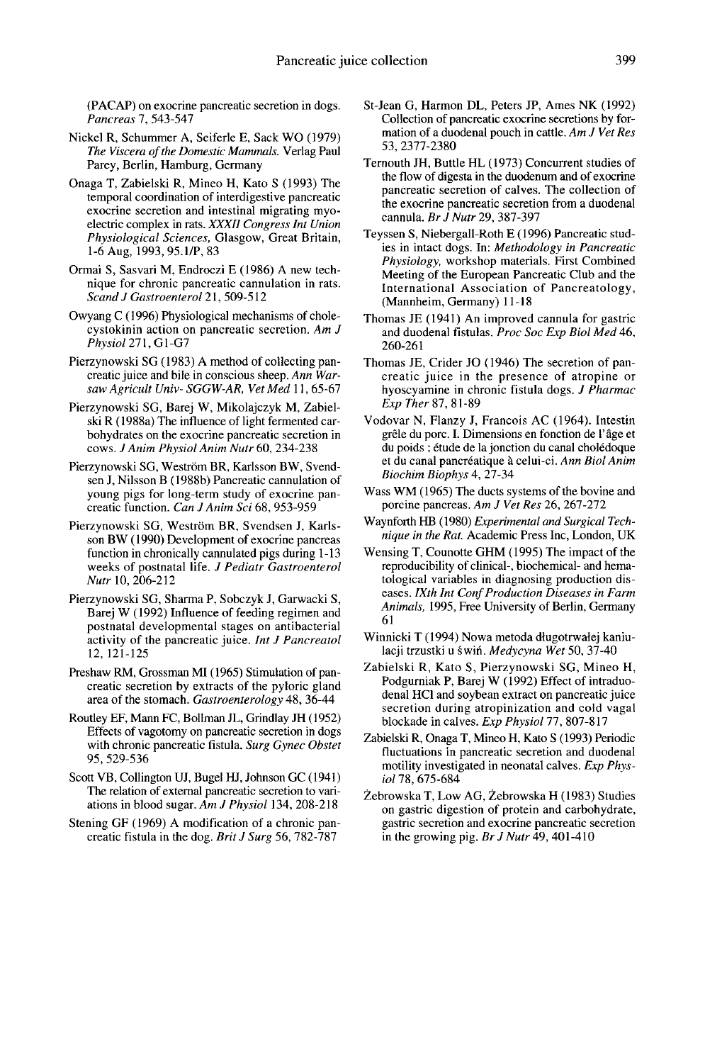(PACAP) on exocrine pancreatic secretion in dogs. *Pancreas* 7, 543-547

Nickel R, Schummer A, Seiferle E, Sack WO (1979) *The Viscera of the Domestic Mammals.* Verlag Paul Parey, Berlin, Hamburg, Germany

Onaga T, Zabielski R, Mineo H, Kato S (1993) The temporal coordination of interdigestive pancreatic exocrine secretion and intestinal migrating myoelectric complex in rats. *XXXII Congress Int Union Physiological Sciences,* Glasgow, Great Britain, 1-6 Aug, 1993, 95.1/P, 83

Ormai S, Sasvari M, Endroczi E (1986) A new technique for chronic pancreatic cannulation in rats. *Scand J Gastroenterol* 21, 509-512

Owyang C (1996) Physiological mechanisms of cholecystokinin action on pancreatic secretion. *Am J Physiol* 271, G1-G7

Pierzynowski SG (1983) A method of collecting pancreatic juice and bile in conscious sheep. *Ann Warsaw Agricult Univ- SGGW-AR, Vet Med* 11, 65-67

Pierzynowski SG, Barej W, Mikolajczyk M, Zabielski R (1988a) The influence of light fermented carbohydrates on the exocrine pancreatic secretion in cows. *J Anim Physiol Anim Nutr* 60, 234-238

Pierzynowski SG, Weström BR, Karlsson BW, Svendsen J, Nilsson B (1988b) Pancreatic cannulation of young pigs for long-term study of exocrine pancreatic function. *Can J Anim Sci* 68, 953-959

Pierzynowski SG, Weström BR, Svendsen J, Karlsson BW (1990) Development of exocrine pancreas function in chronically cannulated pigs during 1-13 weeks of postnatal life. *J Pediatr Gastroenterol Nutr* 10, 206-212

Pierzynowski SG, Sharma P, Sobczyk J, Garwacki S, Barej W (1992) Influence of feeding regimen and postnatal developmental stages on antibacterial activity of the pancreatic juice. *Int J Pancreatol* 12, 121-125

Preshaw RM, Grossman MI (1965) Stimulation of pancreatic secretion by extracts of the pyloric gland area of the stomach. *Gastroenterology* 48, 36-44

Routley EF, Mann FC, Bollman JL, Grindlay JH (1952) Effects of vagotomy on pancreatic secretion in dogs with chronic pancreatic fistula. *Surg Gynec Obstet* 95, 529-536

Scott VB, Collington UJ, Bugel HJ, Johnson GC (1941) The relation of external pancreatic secretion to variations in blood sugar. *Am J Physiol* 134, 208-218

Stening GF (1969) A modification of a chronic pancreatic fistula in the dog. *Brit J Surg* 56, 782-787

St-Jean G, Harmon DL, Peters JP, Ames NK (1992) Collection of pancreatic exocrine secretions by formation of a duodenal pouch in cattle. *Am J Vet Res* 53, 2377-2380

Ternouth JH, Buttle HL (1973) Concurrent studies of the flow of digesta in the duodenum and of exocrine pancreatic secretion of calves. The collection of the exocrine pancreatic secretion from a duodenal cannula. *Br J Nutr* 29, 387-397

Teyssen S, Niebergall-Roth E (1996) Pancreatic studies in intact dogs. In: *Methodology in Pancreatic Physiology,* workshop materials. First Combined Meeting of the European Pancreatic Club and the International Association of Pancreatology, (Mannheim, Germany) 11-18

Thomas JE (1941) An improved cannula for gastric and duodenal fistulas. *Proc Soc Exp Biol Med* 46, 260-261

Thomas JE, Crider JO (1946) The secretion of pancreatic juice in the presence of atropine or hyoscyamine in chronic fistula dogs. *J Pharmac Exp Ther* 87, 81-89

Vodovar N, Flanzy J, Francois AC (1964). Intestin grêle du porc. I. Dimensions en fonction de l'âge et du poids ; étude de la jonction du canal cholédoque et du canal pancréatique à celui-ci. *Ann Biol Anim Biochim Biophys* 4, 27-34

Wass WM (1965) The ducts systems of the bovine and porcine pancreas. *Am J Vet Res* 26, 267-272

Waynforth HB (1980) *Experimental and Surgical Technique in the Rat.* Academic Press Inc, London, UK

Wensing T, Counotte GHM (1995) The impact of the reproducibility of clinical-, biochemical- and hematological variables in diagnosing production diseases. *IXth Int Conf Production Diseases in Farm Animals,* 1995, Free University of Berlin, Germany 61

Winnicki T (1994) Nowa metoda długotrwałej kaniulacji trzustki u świń. *Medycyna Wet* 50, 37-40

Zabielski R, Kato S, Pierzynowski SG, Mineo H, Podgurniak P, Barej W (1992) Effect of intraduodenal HCl and soybean extract on pancreatic juice secretion during atropinization and cold vagal blockade in calves. *Exp Physiol* 77, 807-817

Zabielski R, Onaga T, Mineo H, Kato S (1993) Periodic fluctuations in pancreatic secretion and duodenal motility investigated in neonatal calves. *Exp Physiol* 78, 675-684

Żebrowska T, Low AG, Żebrowska H (1983) Studies on gastric digestion of protein and carbohydrate, gastric secretion and exocrine pancreatic secretion in the growing pig. *Br J Nutr* 49, 401-410